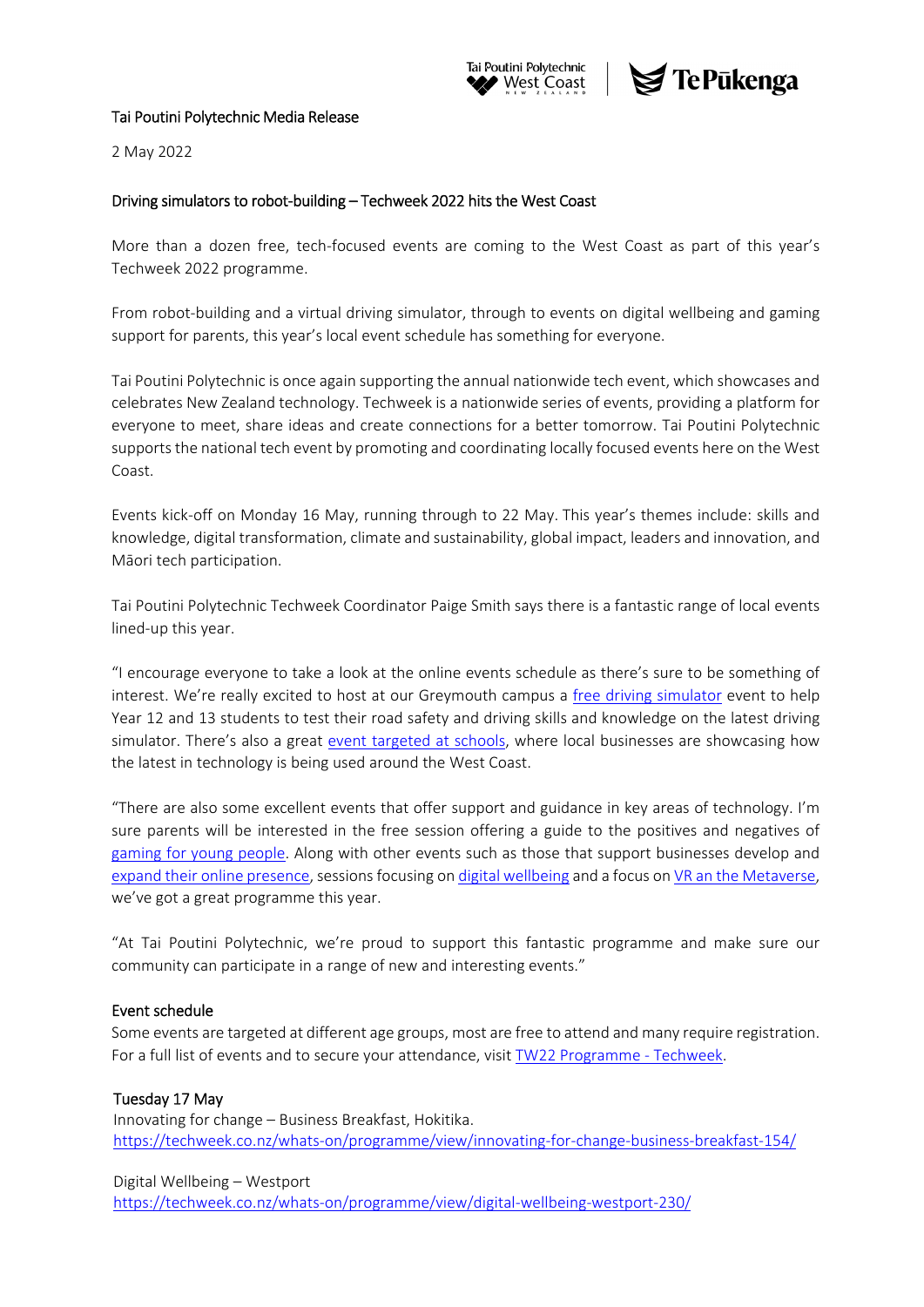Tai Poutini Polytechnic Media Release

2 May 2022

## Driving simulators to robot-building – Techweek 2022 hits the West Coast

More than a dozen free, tech-focused events are coming to the West Coast as part of this year's Techweek 2022 programme.

From robot-building and a virtual driving simulator, through to events on digital wellbeing and gaming support for parents, this year's local event schedule has something for everyone.

Tai Poutini Polytechnic is once again supporting the annual nationwide tech event, which showcases and celebrates New Zealand technology. Techweek is a nationwide series of events, providing a platform for everyone to meet, share ideas and create connections for a better tomorrow. Tai Poutini Polytechnic supports the national tech event by promoting and coordinating locally focused events here on the West Coast.

Events kick-off on Monday 16 May, running through to 22 May. This year's themes include: skills and knowledge, digital transformation, climate and sustainability, global impact, leaders and innovation, and Māori tech participation.

Tai Poutini Polytechnic Techweek Coordinator Paige Smith says there is a fantastic range of local events lined-up this year.

"I encourage everyone to take a look at the online events schedule as there's sure to be something of interest. We're really excited to host at our Greymouth campus a free driving simulator event to help Year 12 and 13 students to test their road safety and driving skills and knowledge on the latest driving simulator. There's also a great event targeted at schools, where local businesses are showcasing how the latest in technology is being used around the West Coast.

"There are also some excellent events that offer support and guidance in key areas of technology. I'm sure parents will be interested in the free session offering a guide to the positives and negatives of gaming for young people. Along with other events such as those that support businesses develop and expand their online presence, sessions focusing on digital wellbeing and a focus on VR an the Metaverse, we've got a great programme this year.

"At Tai Poutini Polytechnic, we're proud to support this fantastic programme and make sure our community can participate in a range of new and interesting events."

### Event schedule

Some events are targeted at different age groups, most are free to attend and many require registration. For a full list of events and to secure your attendance, visit TW22 Programme - Techweek.

**Tuesday 17 May**

Innovating for change – Business Breakfast, Hokitika.
https://techweek.co.nz/whats-on/programme/view/innovating-for-change-business-breakfast-154/

Digital Wellbeing – Westport
https://techweek.co.nz/whats-on/programme/view/digital-wellbeing-westport-230/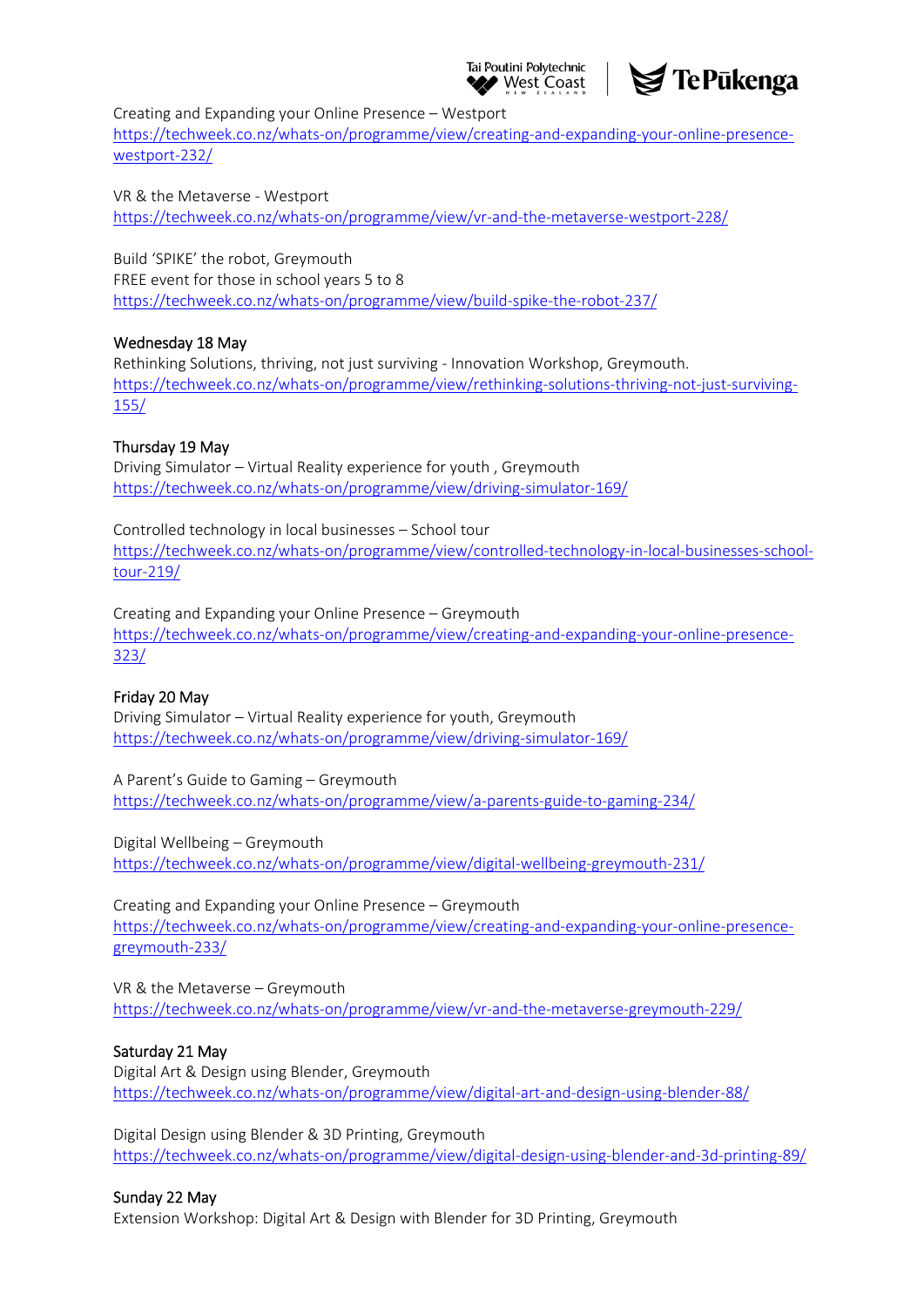Creating and Expanding your Online Presence – Westport
https://techweek.co.nz/whats-on/programme/view/creating-and-expanding-your-online-presence-westport-232/

VR & the Metaverse - Westport
https://techweek.co.nz/whats-on/programme/view/vr-and-the-metaverse-westport-228/

Build 'SPIKE' the robot, Greymouth
FREE event for those in school years 5 to 8
https://techweek.co.nz/whats-on/programme/view/build-spike-the-robot-237/

Wednesday 18 May

Rethinking Solutions, thriving, not just surviving - Innovation Workshop, Greymouth.
https://techweek.co.nz/whats-on/programme/view/rethinking-solutions-thriving-not-just-surviving-155/

Thursday 19 May

Driving Simulator – Virtual Reality experience for youth , Greymouth
https://techweek.co.nz/whats-on/programme/view/driving-simulator-169/

Controlled technology in local businesses – School tour
https://techweek.co.nz/whats-on/programme/view/controlled-technology-in-local-businesses-school-tour-219/

Creating and Expanding your Online Presence – Greymouth
https://techweek.co.nz/whats-on/programme/view/creating-and-expanding-your-online-presence-323/

Friday 20 May

Driving Simulator – Virtual Reality experience for youth, Greymouth
https://techweek.co.nz/whats-on/programme/view/driving-simulator-169/

A Parent's Guide to Gaming – Greymouth
https://techweek.co.nz/whats-on/programme/view/a-parents-guide-to-gaming-234/

Digital Wellbeing – Greymouth
https://techweek.co.nz/whats-on/programme/view/digital-wellbeing-greymouth-231/

Creating and Expanding your Online Presence – Greymouth
https://techweek.co.nz/whats-on/programme/view/creating-and-expanding-your-online-presence-greymouth-233/

VR & the Metaverse – Greymouth
https://techweek.co.nz/whats-on/programme/view/vr-and-the-metaverse-greymouth-229/

Saturday 21 May

Digital Art & Design using Blender, Greymouth
https://techweek.co.nz/whats-on/programme/view/digital-art-and-design-using-blender-88/

Digital Design using Blender & 3D Printing, Greymouth
https://techweek.co.nz/whats-on/programme/view/digital-design-using-blender-and-3d-printing-89/

Sunday 22 May

Extension Workshop: Digital Art & Design with Blender for 3D Printing, Greymouth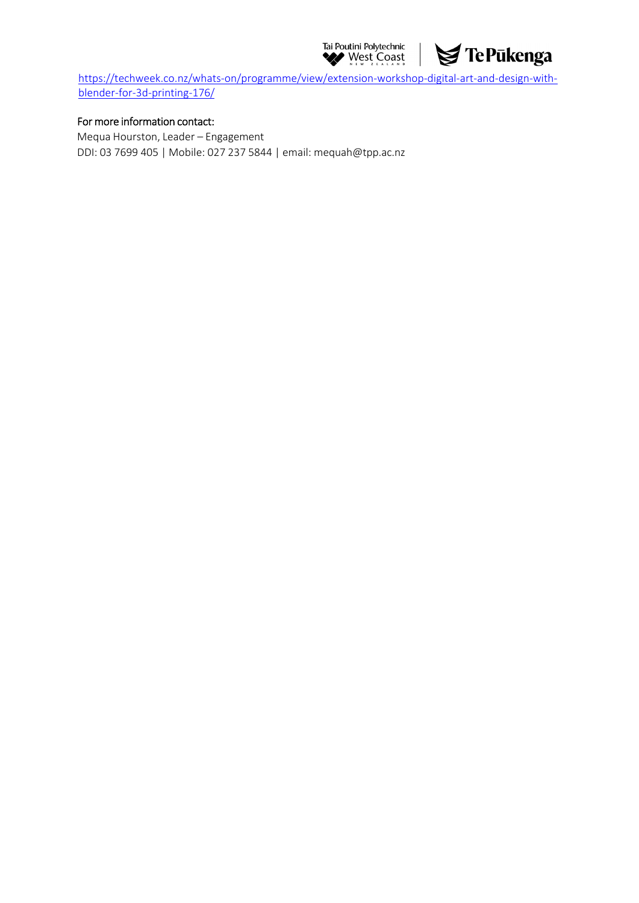https://techweek.co.nz/whats-on/programme/view/extension-workshop-digital-art-and-design-with-blender-for-3d-printing-176/

For more information contact:

Mequa Hourston, Leader – Engagement

DDI: 03 7699 405 | Mobile: 027 237 5844 | email: mequah@tpp.ac.nz